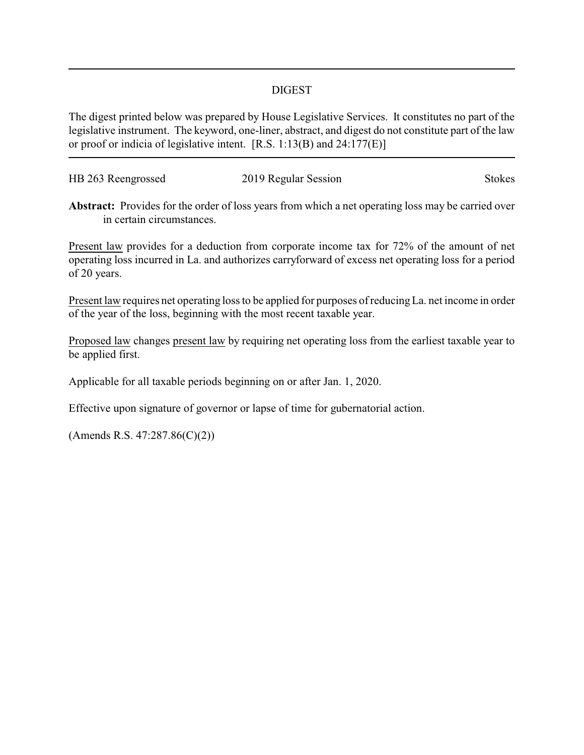## DIGEST

The digest printed below was prepared by House Legislative Services. It constitutes no part of the legislative instrument. The keyword, one-liner, abstract, and digest do not constitute part of the law or proof or indicia of legislative intent. [R.S. 1:13(B) and 24:177(E)]

| HB 263 Reengrossed | 2019 Regular Session | Stokes |
|---|---|---|

**Abstract:** Provides for the order of loss years from which a net operating loss may be carried over in certain circumstances.

Present law provides for a deduction from corporate income tax for 72% of the amount of net operating loss incurred in La. and authorizes carryforward of excess net operating loss for a period of 20 years.

Present law requires net operating loss to be applied for purposes of reducing La. net income in order of the year of the loss, beginning with the most recent taxable year.

Proposed law changes present law by requiring net operating loss from the earliest taxable year to be applied first.

Applicable for all taxable periods beginning on or after Jan. 1, 2020.

Effective upon signature of governor or lapse of time for gubernatorial action.

(Amends R.S. 47:287.86(C)(2))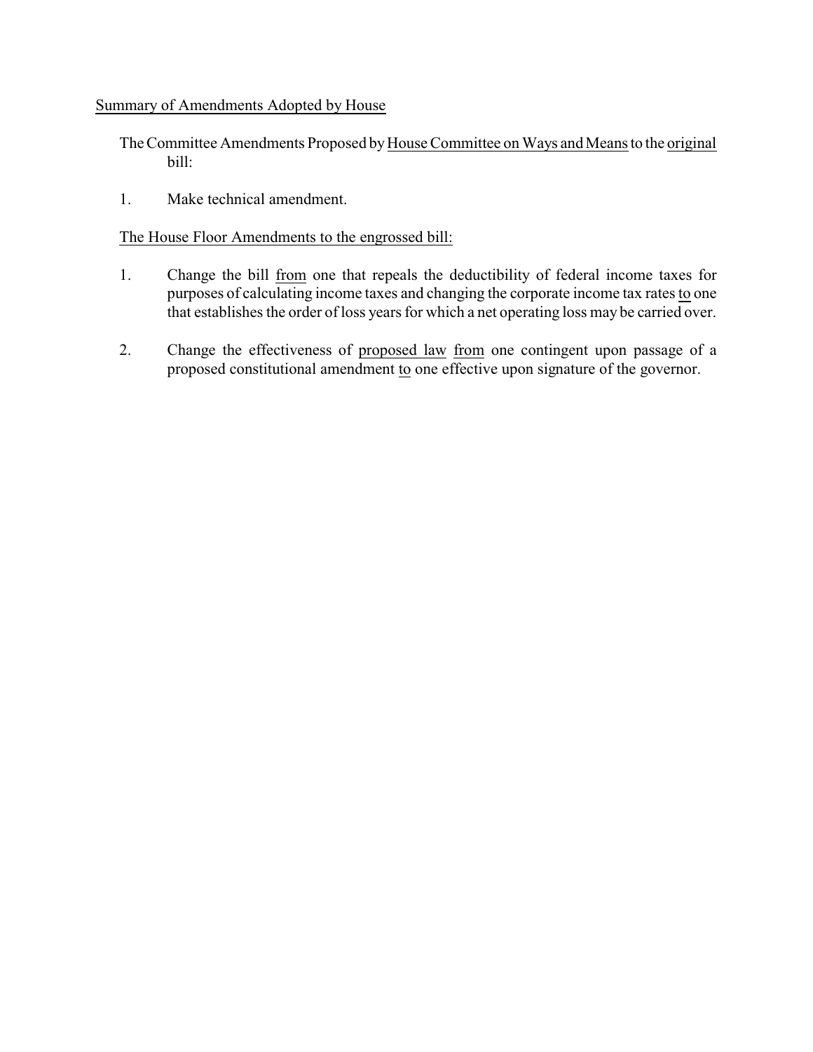Summary of Amendments Adopted by House

The Committee Amendments Proposed by House Committee on Ways and Means to the original bill:

1. Make technical amendment.

The House Floor Amendments to the engrossed bill:

1. Change the bill from one that repeals the deductibility of federal income taxes for purposes of calculating income taxes and changing the corporate income tax rates to one that establishes the order of loss years for which a net operating loss may be carried over.

2. Change the effectiveness of proposed law from one contingent upon passage of a proposed constitutional amendment to one effective upon signature of the governor.